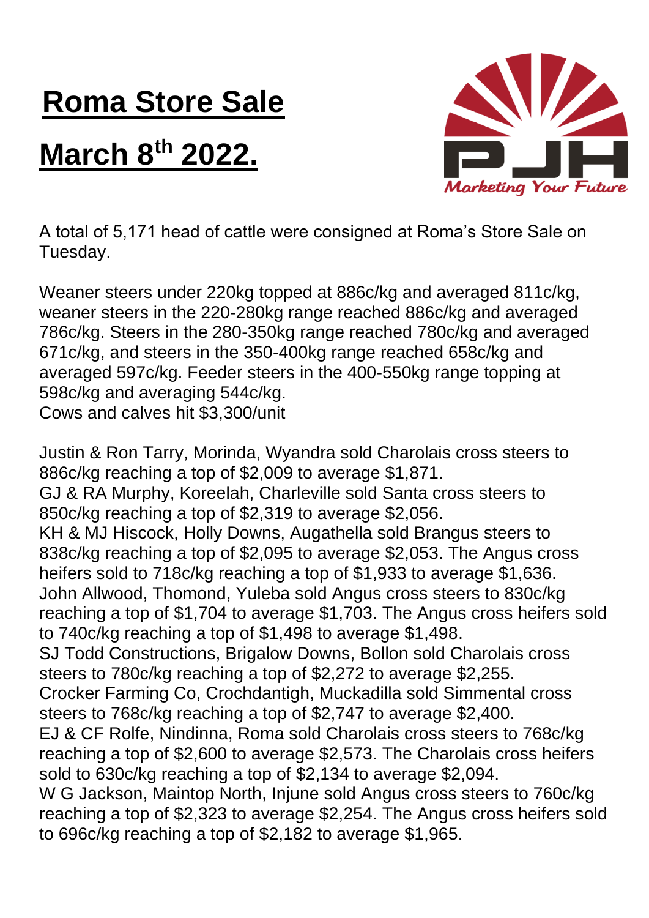# Roma Store Sale

# March 8th 2022.

A total of 5,171 head of cattle were consigned at Roma's Store Sale on Tuesday.

Weaner steers under 220kg topped at 886c/kg and averaged 811c/kg, weaner steers in the 220-280kg range reached 886c/kg and averaged 786c/kg. Steers in the 280-350kg range reached 780c/kg and averaged 671c/kg, and steers in the 350-400kg range reached 658c/kg and averaged 597c/kg. Feeder steers in the 400-550kg range topping at 598c/kg and averaging 544c/kg.
Cows and calves hit $3,300/unit

Justin & Ron Tarry, Morinda, Wyandra sold Charolais cross steers to 886c/kg reaching a top of $2,009 to average $1,871.
GJ & RA Murphy, Koreelah, Charleville sold Santa cross steers to 850c/kg reaching a top of $2,319 to average $2,056.
KH & MJ Hiscock, Holly Downs, Augathella sold Brangus steers to 838c/kg reaching a top of $2,095 to average $2,053. The Angus cross heifers sold to 718c/kg reaching a top of $1,933 to average $1,636.
John Allwood, Thomond, Yuleba sold Angus cross steers to 830c/kg reaching a top of $1,704 to average $1,703. The Angus cross heifers sold to 740c/kg reaching a top of $1,498 to average $1,498.
SJ Todd Constructions, Brigalow Downs, Bollon sold Charolais cross steers to 780c/kg reaching a top of $2,272 to average $2,255.
Crocker Farming Co, Crochdantigh, Muckadilla sold Simmental cross steers to 768c/kg reaching a top of $2,747 to average $2,400.
EJ & CF Rolfe, Nindinna, Roma sold Charolais cross steers to 768c/kg reaching a top of $2,600 to average $2,573. The Charolais cross heifers sold to 630c/kg reaching a top of $2,134 to average $2,094.
W G Jackson, Maintop North, Injune sold Angus cross steers to 760c/kg reaching a top of $2,323 to average $2,254. The Angus cross heifers sold to 696c/kg reaching a top of $2,182 to average $1,965.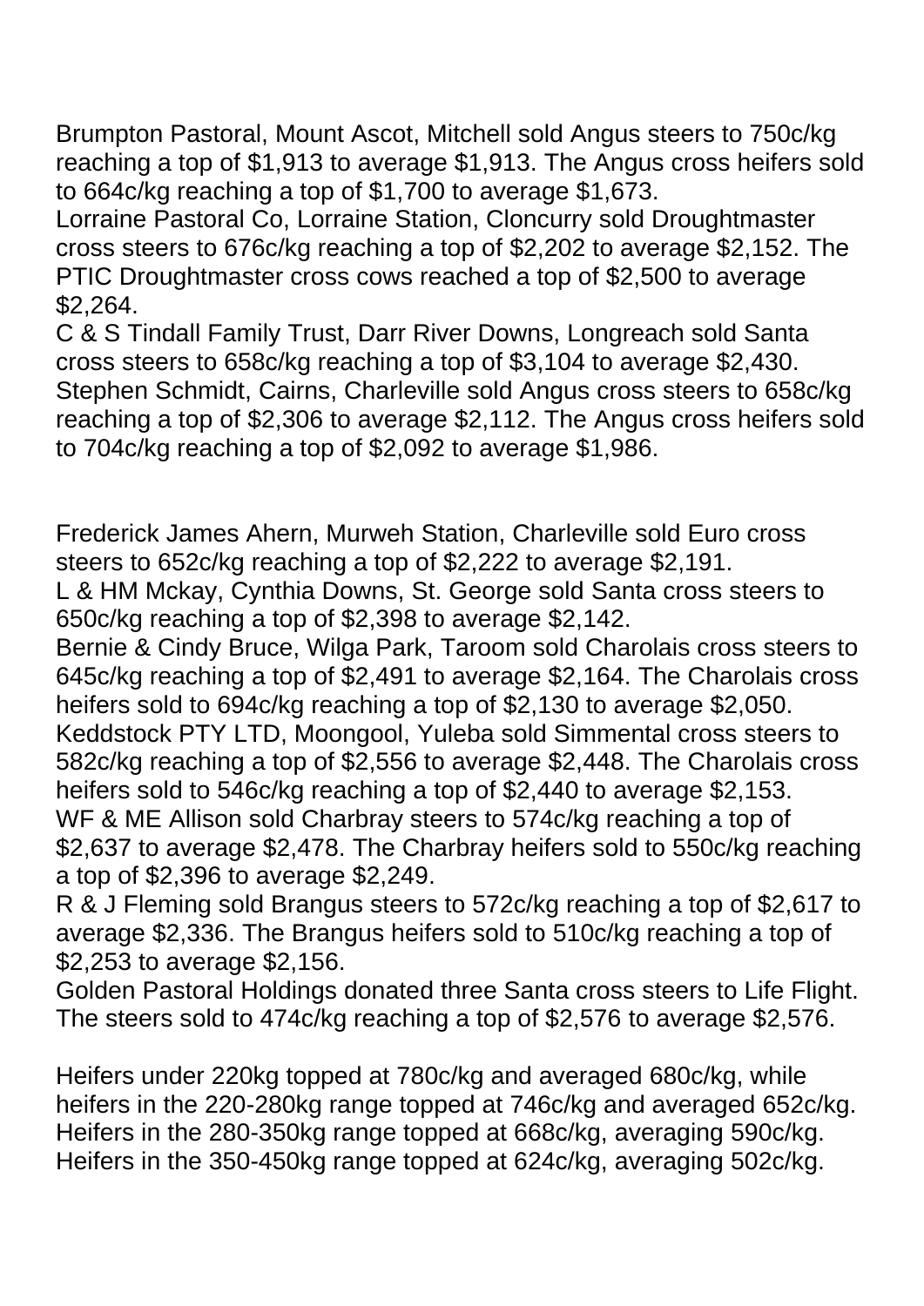Brumpton Pastoral, Mount Ascot, Mitchell sold Angus steers to 750c/kg reaching a top of $1,913 to average $1,913. The Angus cross heifers sold to 664c/kg reaching a top of $1,700 to average $1,673.
Lorraine Pastoral Co, Lorraine Station, Cloncurry sold Droughtmaster cross steers to 676c/kg reaching a top of $2,202 to average $2,152. The PTIC Droughtmaster cross cows reached a top of $2,500 to average $2,264.
C & S Tindall Family Trust, Darr River Downs, Longreach sold Santa cross steers to 658c/kg reaching a top of $3,104 to average $2,430.
Stephen Schmidt, Cairns, Charleville sold Angus cross steers to 658c/kg reaching a top of $2,306 to average $2,112. The Angus cross heifers sold to 704c/kg reaching a top of $2,092 to average $1,986.

Frederick James Ahern, Murweh Station, Charleville sold Euro cross steers to 652c/kg reaching a top of $2,222 to average $2,191.
L & HM Mckay, Cynthia Downs, St. George sold Santa cross steers to 650c/kg reaching a top of $2,398 to average $2,142.
Bernie & Cindy Bruce, Wilga Park, Taroom sold Charolais cross steers to 645c/kg reaching a top of $2,491 to average $2,164. The Charolais cross heifers sold to 694c/kg reaching a top of $2,130 to average $2,050.
Keddstock PTY LTD, Moongool, Yuleba sold Simmental cross steers to 582c/kg reaching a top of $2,556 to average $2,448. The Charolais cross heifers sold to 546c/kg reaching a top of $2,440 to average $2,153.
WF & ME Allison sold Charbray steers to 574c/kg reaching a top of $2,637 to average $2,478. The Charbray heifers sold to 550c/kg reaching a top of $2,396 to average $2,249.
R & J Fleming sold Brangus steers to 572c/kg reaching a top of $2,617 to average $2,336. The Brangus heifers sold to 510c/kg reaching a top of $2,253 to average $2,156.
Golden Pastoral Holdings donated three Santa cross steers to Life Flight. The steers sold to 474c/kg reaching a top of $2,576 to average $2,576.

Heifers under 220kg topped at 780c/kg and averaged 680c/kg, while heifers in the 220-280kg range topped at 746c/kg and averaged 652c/kg. Heifers in the 280-350kg range topped at 668c/kg, averaging 590c/kg. Heifers in the 350-450kg range topped at 624c/kg, averaging 502c/kg.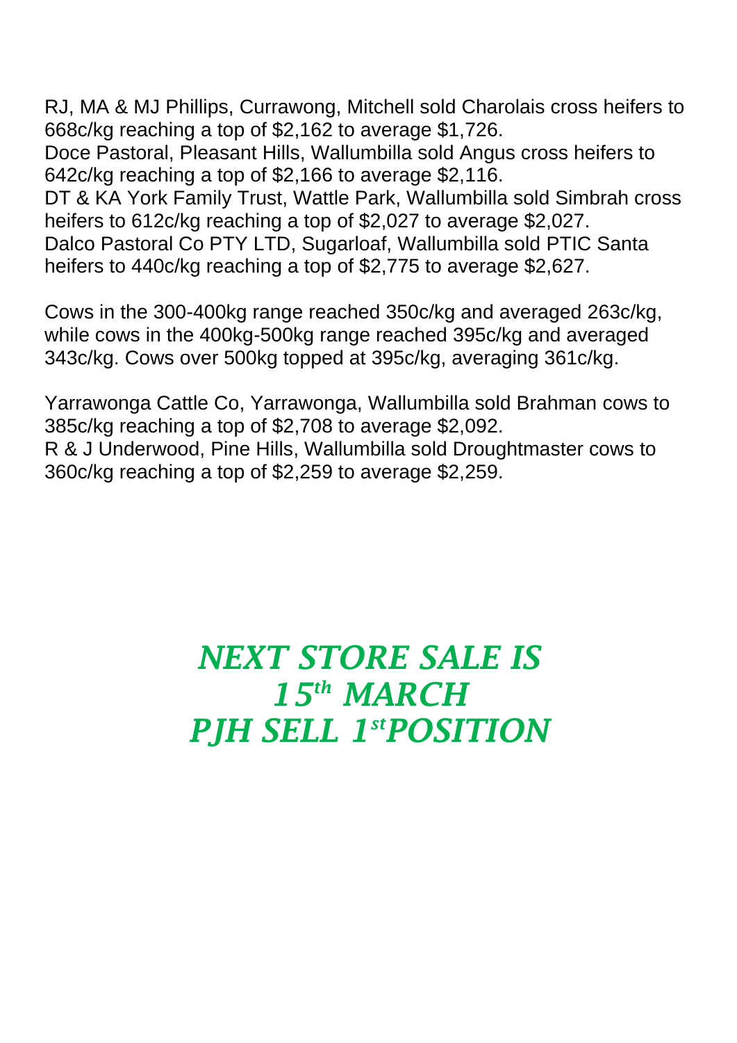RJ, MA & MJ Phillips, Currawong, Mitchell sold Charolais cross heifers to 668c/kg reaching a top of $2,162 to average $1,726.
Doce Pastoral, Pleasant Hills, Wallumbilla sold Angus cross heifers to 642c/kg reaching a top of $2,166 to average $2,116.
DT & KA York Family Trust, Wattle Park, Wallumbilla sold Simbrah cross heifers to 612c/kg reaching a top of $2,027 to average $2,027.
Dalco Pastoral Co PTY LTD, Sugarloaf, Wallumbilla sold PTIC Santa heifers to 440c/kg reaching a top of $2,775 to average $2,627.

Cows in the 300-400kg range reached 350c/kg and averaged 263c/kg, while cows in the 400kg-500kg range reached 395c/kg and averaged 343c/kg. Cows over 500kg topped at 395c/kg, averaging 361c/kg.

Yarrawonga Cattle Co, Yarrawonga, Wallumbilla sold Brahman cows to 385c/kg reaching a top of $2,708 to average $2,092.
R & J Underwood, Pine Hills, Wallumbilla sold Droughtmaster cows to 360c/kg reaching a top of $2,259 to average $2,259.

***NEXT STORE SALE IS***
***15th MARCH***
***PJH SELL 1st POSITION***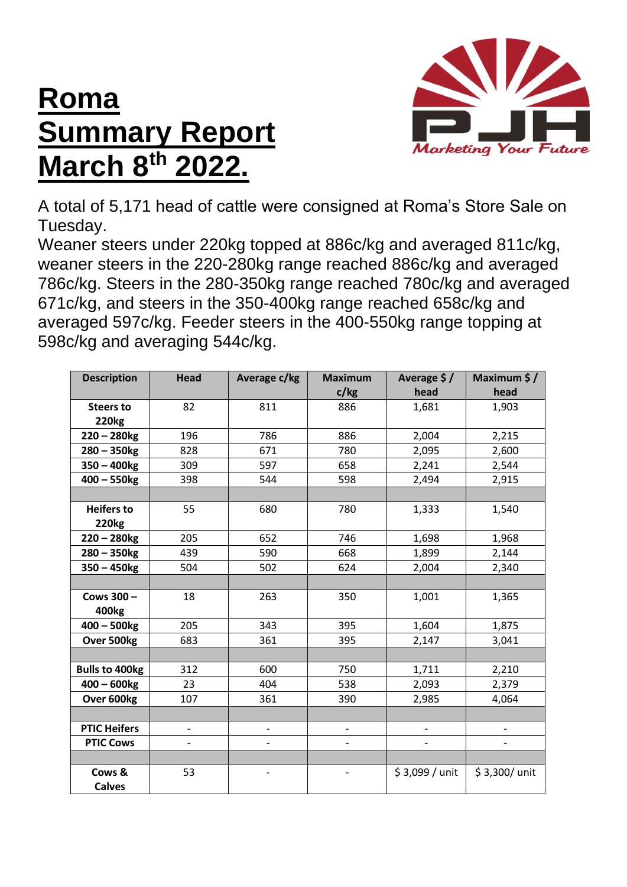# Roma Summary Report March 8th 2022.

PJH Marketing Your Future

A total of 5,171 head of cattle were consigned at Roma's Store Sale on Tuesday.

Weaner steers under 220kg topped at 886c/kg and averaged 811c/kg, weaner steers in the 220-280kg range reached 886c/kg and averaged 786c/kg. Steers in the 280-350kg range reached 780c/kg and averaged 671c/kg, and steers in the 350-400kg range reached 658c/kg and averaged 597c/kg. Feeder steers in the 400-550kg range topping at 598c/kg and averaging 544c/kg.

| Description | Head | Average c/kg | Maximum c/kg | Average $ / head | Maximum $ / head |
|---|---|---|---|---|---|
| **Steers to 220kg** | 82 | 811 | 886 | 1,681 | 1,903 |
| **220 – 280kg** | 196 | 786 | 886 | 2,004 | 2,215 |
| **280 – 350kg** | 828 | 671 | 780 | 2,095 | 2,600 |
| **350 – 400kg** | 309 | 597 | 658 | 2,241 | 2,544 |
| **400 – 550kg** | 398 | 544 | 598 | 2,494 | 2,915 |
| | | | | | |
| **Heifers to 220kg** | 55 | 680 | 780 | 1,333 | 1,540 |
| **220 – 280kg** | 205 | 652 | 746 | 1,698 | 1,968 |
| **280 – 350kg** | 439 | 590 | 668 | 1,899 | 2,144 |
| **350 – 450kg** | 504 | 502 | 624 | 2,004 | 2,340 |
| | | | | | |
| **Cows 300 – 400kg** | 18 | 263 | 350 | 1,001 | 1,365 |
| **400 – 500kg** | 205 | 343 | 395 | 1,604 | 1,875 |
| **Over 500kg** | 683 | 361 | 395 | 2,147 | 3,041 |
| | | | | | |
| **Bulls to 400kg** | 312 | 600 | 750 | 1,711 | 2,210 |
| **400 – 600kg** | 23 | 404 | 538 | 2,093 | 2,379 |
| **Over 600kg** | 107 | 361 | 390 | 2,985 | 4,064 |
| | | | | | |
| **PTIC Heifers** | - | - | - | - | - |
| **PTIC Cows** | - | - | - | - | - |
| | | | | | |
| **Cows & Calves** | 53 | - | - | $ 3,099 / unit | $ 3,300/ unit |